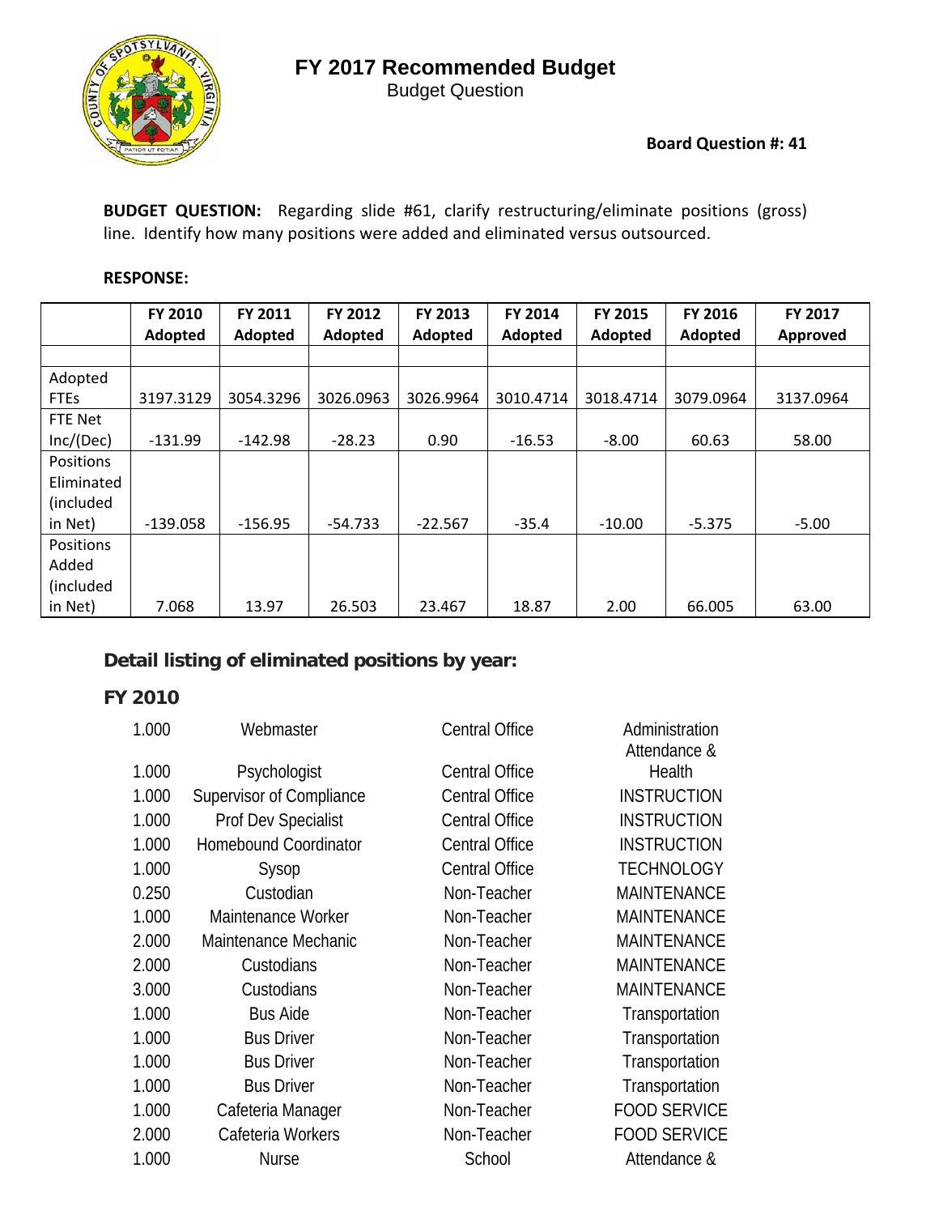# FY 2017 Recommended Budget

Budget Question

**Board Question #: 41**

**BUDGET QUESTION:** Regarding slide #61, clarify restructuring/eliminate positions (gross) line. Identify how many positions were added and eliminated versus outsourced.

**RESPONSE:**

| | FY 2010 Adopted | FY 2011 Adopted | FY 2012 Adopted | FY 2013 Adopted | FY 2014 Adopted | FY 2015 Adopted | FY 2016 Adopted | FY 2017 Approved |
|---|---|---|---|---|---|---|---|---|
| | | | | | | | | |
| Adopted FTEs | 3197.3129 | 3054.3296 | 3026.0963 | 3026.9964 | 3010.4714 | 3018.4714 | 3079.0964 | 3137.0964 |
| FTE Net Inc/(Dec) | -131.99 | -142.98 | -28.23 | 0.90 | -16.53 | -8.00 | 60.63 | 58.00 |
| Positions Eliminated (included in Net) | -139.058 | -156.95 | -54.733 | -22.567 | -35.4 | -10.00 | -5.375 | -5.00 |
| Positions Added (included in Net) | 7.068 | 13.97 | 26.503 | 23.467 | 18.87 | 2.00 | 66.005 | 63.00 |

## Detail listing of eliminated positions by year:

### FY 2010

| | | | |
|---|---|---|---|
| 1.000 | Webmaster | Central Office | Administration |
| 1.000 | Psychologist | Central Office | Attendance & Health |
| 1.000 | Supervisor of Compliance | Central Office | INSTRUCTION |
| 1.000 | Prof Dev Specialist | Central Office | INSTRUCTION |
| 1.000 | Homebound Coordinator | Central Office | INSTRUCTION |
| 1.000 | Sysop | Central Office | TECHNOLOGY |
| 0.250 | Custodian | Non-Teacher | MAINTENANCE |
| 1.000 | Maintenance Worker | Non-Teacher | MAINTENANCE |
| 2.000 | Maintenance Mechanic | Non-Teacher | MAINTENANCE |
| 2.000 | Custodians | Non-Teacher | MAINTENANCE |
| 3.000 | Custodians | Non-Teacher | MAINTENANCE |
| 1.000 | Bus Aide | Non-Teacher | Transportation |
| 1.000 | Bus Driver | Non-Teacher | Transportation |
| 1.000 | Bus Driver | Non-Teacher | Transportation |
| 1.000 | Bus Driver | Non-Teacher | Transportation |
| 1.000 | Cafeteria Manager | Non-Teacher | FOOD SERVICE |
| 2.000 | Cafeteria Workers | Non-Teacher | FOOD SERVICE |
| 1.000 | Nurse | School | Attendance & |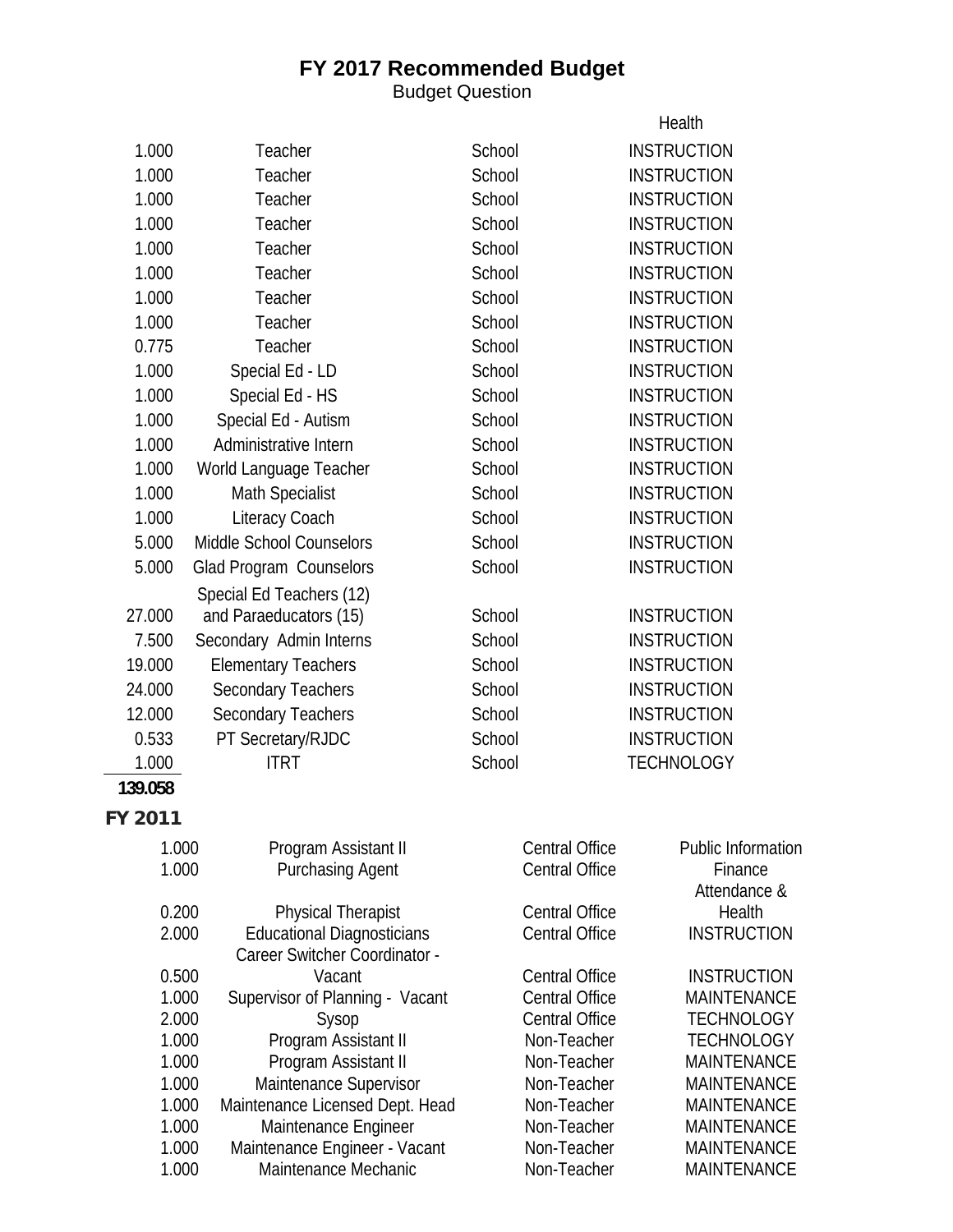# FY 2017 Recommended Budget

Budget Question

| | | | Health |
|---|---|---|---|
| 1.000 | Teacher | School | INSTRUCTION |
| 1.000 | Teacher | School | INSTRUCTION |
| 1.000 | Teacher | School | INSTRUCTION |
| 1.000 | Teacher | School | INSTRUCTION |
| 1.000 | Teacher | School | INSTRUCTION |
| 1.000 | Teacher | School | INSTRUCTION |
| 1.000 | Teacher | School | INSTRUCTION |
| 1.000 | Teacher | School | INSTRUCTION |
| 0.775 | Teacher | School | INSTRUCTION |
| 1.000 | Special Ed - LD | School | INSTRUCTION |
| 1.000 | Special Ed - HS | School | INSTRUCTION |
| 1.000 | Special Ed - Autism | School | INSTRUCTION |
| 1.000 | Administrative Intern | School | INSTRUCTION |
| 1.000 | World Language Teacher | School | INSTRUCTION |
| 1.000 | Math Specialist | School | INSTRUCTION |
| 1.000 | Literacy Coach | School | INSTRUCTION |
| 5.000 | Middle School Counselors | School | INSTRUCTION |
| 5.000 | Glad Program Counselors | School | INSTRUCTION |
| 27.000 | Special Ed Teachers (12) and Paraeducators (15) | School | INSTRUCTION |
| 7.500 | Secondary Admin Interns | School | INSTRUCTION |
| 19.000 | Elementary Teachers | School | INSTRUCTION |
| 24.000 | Secondary Teachers | School | INSTRUCTION |
| 12.000 | Secondary Teachers | School | INSTRUCTION |
| 0.533 | PT Secretary/RJDC | School | INSTRUCTION |
| 1.000 | ITRT | School | TECHNOLOGY |
| **139.058** | | | |

## FY 2011

| | | | |
|---|---|---|---|
| 1.000 | Program Assistant II | Central Office | Public Information |
| 1.000 | Purchasing Agent | Central Office | Finance |
| 0.200 | Physical Therapist | Central Office | Attendance & Health |
| 2.000 | Educational Diagnosticians | Central Office | INSTRUCTION |
| 0.500 | Career Switcher Coordinator - Vacant | Central Office | INSTRUCTION |
| 1.000 | Supervisor of Planning - Vacant | Central Office | MAINTENANCE |
| 2.000 | Sysop | Central Office | TECHNOLOGY |
| 1.000 | Program Assistant II | Non-Teacher | TECHNOLOGY |
| 1.000 | Program Assistant II | Non-Teacher | MAINTENANCE |
| 1.000 | Maintenance Supervisor | Non-Teacher | MAINTENANCE |
| 1.000 | Maintenance Licensed Dept. Head | Non-Teacher | MAINTENANCE |
| 1.000 | Maintenance Engineer | Non-Teacher | MAINTENANCE |
| 1.000 | Maintenance Engineer - Vacant | Non-Teacher | MAINTENANCE |
| 1.000 | Maintenance Mechanic | Non-Teacher | MAINTENANCE |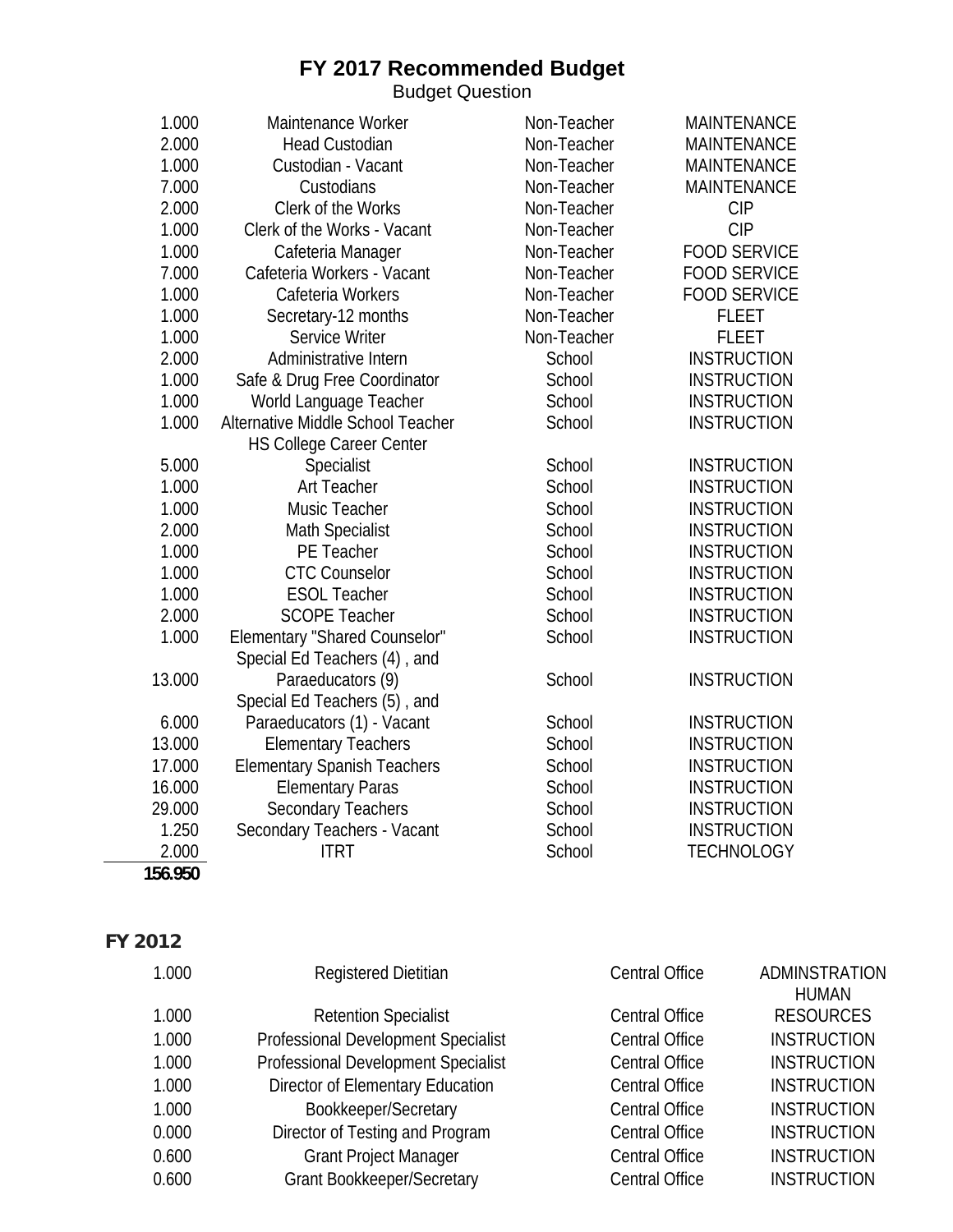# FY 2017 Recommended Budget

Budget Question

| | | | |
|---|---|---|---|
| 1.000 | Maintenance Worker | Non-Teacher | MAINTENANCE |
| 2.000 | Head Custodian | Non-Teacher | MAINTENANCE |
| 1.000 | Custodian - Vacant | Non-Teacher | MAINTENANCE |
| 7.000 | Custodians | Non-Teacher | MAINTENANCE |
| 2.000 | Clerk of the Works | Non-Teacher | CIP |
| 1.000 | Clerk of the Works - Vacant | Non-Teacher | CIP |
| 1.000 | Cafeteria Manager | Non-Teacher | FOOD SERVICE |
| 7.000 | Cafeteria Workers - Vacant | Non-Teacher | FOOD SERVICE |
| 1.000 | Cafeteria Workers | Non-Teacher | FOOD SERVICE |
| 1.000 | Secretary-12 months | Non-Teacher | FLEET |
| 1.000 | Service Writer | Non-Teacher | FLEET |
| 2.000 | Administrative Intern | School | INSTRUCTION |
| 1.000 | Safe & Drug Free Coordinator | School | INSTRUCTION |
| 1.000 | World Language Teacher | School | INSTRUCTION |
| 1.000 | Alternative Middle School Teacher | School | INSTRUCTION |
| 5.000 | HS College Career Center Specialist | School | INSTRUCTION |
| 1.000 | Art Teacher | School | INSTRUCTION |
| 1.000 | Music Teacher | School | INSTRUCTION |
| 2.000 | Math Specialist | School | INSTRUCTION |
| 1.000 | PE Teacher | School | INSTRUCTION |
| 1.000 | CTC Counselor | School | INSTRUCTION |
| 1.000 | ESOL Teacher | School | INSTRUCTION |
| 2.000 | SCOPE Teacher | School | INSTRUCTION |
| 1.000 | Elementary "Shared Counselor" | School | INSTRUCTION |
| 13.000 | Special Ed Teachers (4) , and Paraeducators (9) | School | INSTRUCTION |
| 6.000 | Special Ed Teachers (5) , and Paraeducators (1) - Vacant | School | INSTRUCTION |
| 13.000 | Elementary Teachers | School | INSTRUCTION |
| 17.000 | Elementary Spanish Teachers | School | INSTRUCTION |
| 16.000 | Elementary Paras | School | INSTRUCTION |
| 29.000 | Secondary Teachers | School | INSTRUCTION |
| 1.250 | Secondary Teachers - Vacant | School | INSTRUCTION |
| 2.000 | ITRT | School | TECHNOLOGY |
| **156.950** | | | |

## FY 2012

| | | | |
|---|---|---|---|
| 1.000 | Registered Dietitian | Central Office | ADMINSTRATION |
| 1.000 | Retention Specialist | Central Office | HUMAN RESOURCES |
| 1.000 | Professional Development Specialist | Central Office | INSTRUCTION |
| 1.000 | Professional Development Specialist | Central Office | INSTRUCTION |
| 1.000 | Director of Elementary Education | Central Office | INSTRUCTION |
| 1.000 | Bookkeeper/Secretary | Central Office | INSTRUCTION |
| 0.000 | Director of Testing and Program | Central Office | INSTRUCTION |
| 0.600 | Grant Project Manager | Central Office | INSTRUCTION |
| 0.600 | Grant Bookkeeper/Secretary | Central Office | INSTRUCTION |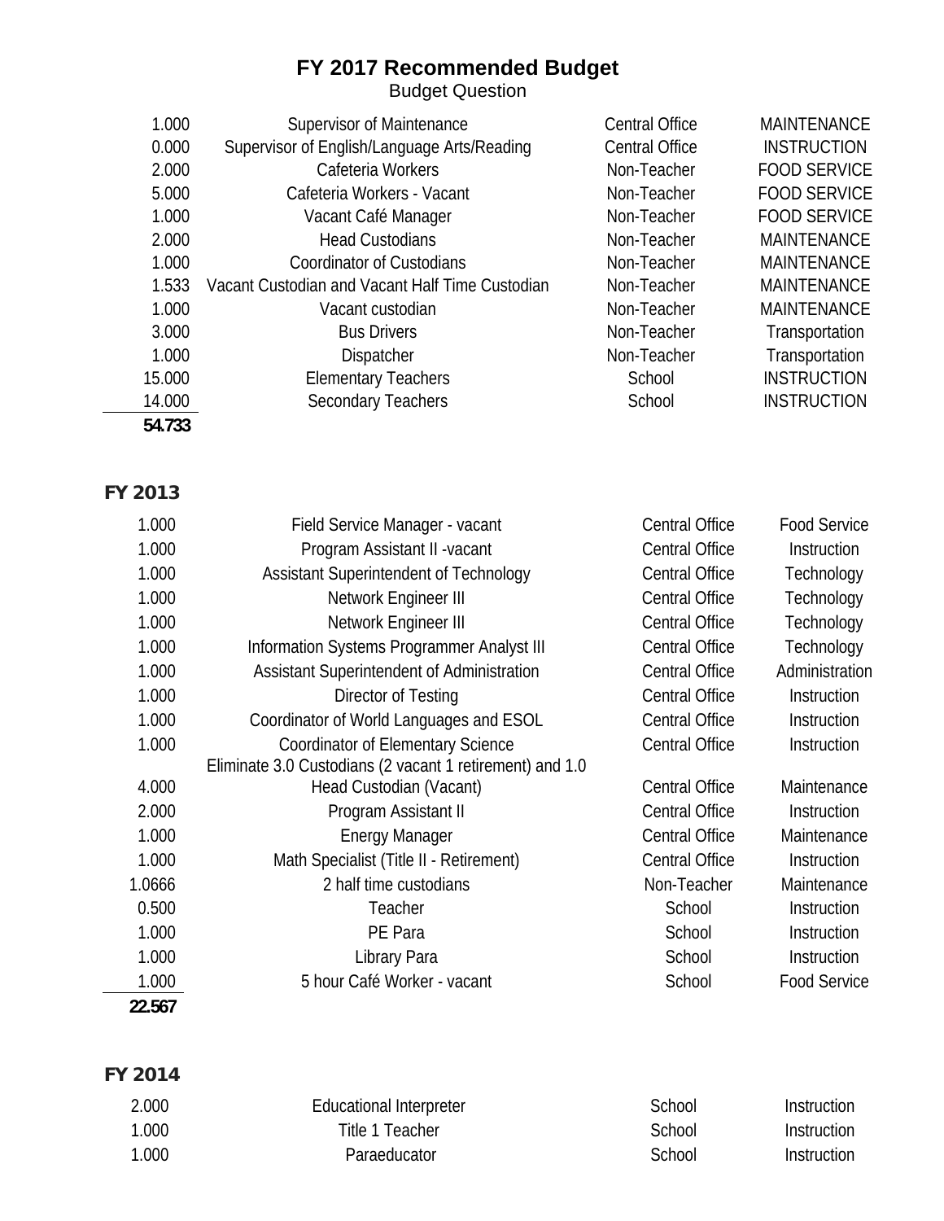# FY 2017 Recommended Budget

Budget Question

| | | | |
|---|---|---|---|
| 1.000 | Supervisor of Maintenance | Central Office | MAINTENANCE |
| 0.000 | Supervisor of English/Language Arts/Reading | Central Office | INSTRUCTION |
| 2.000 | Cafeteria Workers | Non-Teacher | FOOD SERVICE |
| 5.000 | Cafeteria Workers - Vacant | Non-Teacher | FOOD SERVICE |
| 1.000 | Vacant Café Manager | Non-Teacher | FOOD SERVICE |
| 2.000 | Head Custodians | Non-Teacher | MAINTENANCE |
| 1.000 | Coordinator of Custodians | Non-Teacher | MAINTENANCE |
| 1.533 | Vacant Custodian and Vacant Half Time Custodian | Non-Teacher | MAINTENANCE |
| 1.000 | Vacant custodian | Non-Teacher | MAINTENANCE |
| 3.000 | Bus Drivers | Non-Teacher | Transportation |
| 1.000 | Dispatcher | Non-Teacher | Transportation |
| 15.000 | Elementary Teachers | School | INSTRUCTION |
| 14.000 | Secondary Teachers | School | INSTRUCTION |
| **54.733** | | | |

## FY 2013

| | | | |
|---|---|---|---|
| 1.000 | Field Service Manager - vacant | Central Office | Food Service |
| 1.000 | Program Assistant II -vacant | Central Office | Instruction |
| 1.000 | Assistant Superintendent of Technology | Central Office | Technology |
| 1.000 | Network Engineer III | Central Office | Technology |
| 1.000 | Network Engineer III | Central Office | Technology |
| 1.000 | Information Systems Programmer Analyst III | Central Office | Technology |
| 1.000 | Assistant Superintendent of Administration | Central Office | Administration |
| 1.000 | Director of Testing | Central Office | Instruction |
| 1.000 | Coordinator of World Languages and ESOL | Central Office | Instruction |
| 1.000 | Coordinator of Elementary Science | Central Office | Instruction |
| 4.000 | Eliminate 3.0 Custodians (2 vacant 1 retirement) and 1.0 Head Custodian (Vacant) | Central Office | Maintenance |
| 2.000 | Program Assistant II | Central Office | Instruction |
| 1.000 | Energy Manager | Central Office | Maintenance |
| 1.000 | Math Specialist (Title II - Retirement) | Central Office | Instruction |
| 1.0666 | 2 half time custodians | Non-Teacher | Maintenance |
| 0.500 | Teacher | School | Instruction |
| 1.000 | PE Para | School | Instruction |
| 1.000 | Library Para | School | Instruction |
| 1.000 | 5 hour Café Worker - vacant | School | Food Service |
| **22.567** | | | |

## FY 2014

| | | | |
|---|---|---|---|
| 2.000 | Educational Interpreter | School | Instruction |
| 1.000 | Title 1 Teacher | School | Instruction |
| 1.000 | Paraeducator | School | Instruction |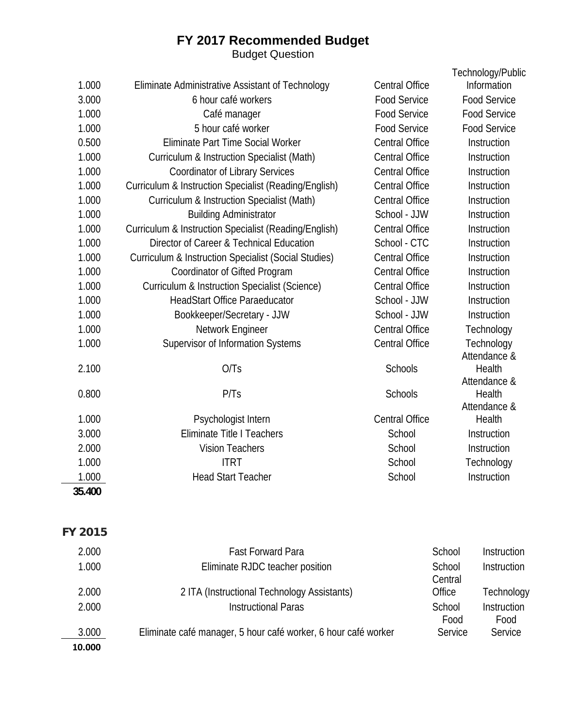# FY 2017 Recommended Budget

Budget Question

| | | | |
|---|---|---|---|
| 1.000 | Eliminate Administrative Assistant of Technology | Central Office | Technology/Public Information |
| 3.000 | 6 hour café workers | Food Service | Food Service |
| 1.000 | Café manager | Food Service | Food Service |
| 1.000 | 5 hour café worker | Food Service | Food Service |
| 0.500 | Eliminate Part Time Social Worker | Central Office | Instruction |
| 1.000 | Curriculum & Instruction Specialist (Math) | Central Office | Instruction |
| 1.000 | Coordinator of Library Services | Central Office | Instruction |
| 1.000 | Curriculum & Instruction Specialist (Reading/English) | Central Office | Instruction |
| 1.000 | Curriculum & Instruction Specialist (Math) | Central Office | Instruction |
| 1.000 | Building Administrator | School - JJW | Instruction |
| 1.000 | Curriculum & Instruction Specialist (Reading/English) | Central Office | Instruction |
| 1.000 | Director of Career & Technical Education | School - CTC | Instruction |
| 1.000 | Curriculum & Instruction Specialist (Social Studies) | Central Office | Instruction |
| 1.000 | Coordinator of Gifted Program | Central Office | Instruction |
| 1.000 | Curriculum & Instruction Specialist (Science) | Central Office | Instruction |
| 1.000 | HeadStart Office Paraeducator | School - JJW | Instruction |
| 1.000 | Bookkeeper/Secretary - JJW | School - JJW | Instruction |
| 1.000 | Network Engineer | Central Office | Technology |
| 1.000 | Supervisor of Information Systems | Central Office | Technology |
| 2.100 | O/Ts | Schools | Attendance & Health |
| 0.800 | P/Ts | Schools | Attendance & Health |
| 1.000 | Psychologist Intern | Central Office | Attendance & Health |
| 3.000 | Eliminate Title I Teachers | School | Instruction |
| 2.000 | Vision Teachers | School | Instruction |
| 1.000 | ITRT | School | Technology |
| 1.000 | Head Start Teacher | School | Instruction |
| **35.400** | | | |

## FY 2015

| | | | |
|---|---|---|---|
| 2.000 | Fast Forward Para | School | Instruction |
| 1.000 | Eliminate RJDC teacher position | School | Instruction |
| 2.000 | 2 ITA (Instructional Technology Assistants) | Central Office | Technology |
| 2.000 | Instructional Paras | School | Instruction |
| 3.000 | Eliminate café manager, 5 hour café worker, 6 hour café worker | Food Service | Food Service |
| **10.000** | | | |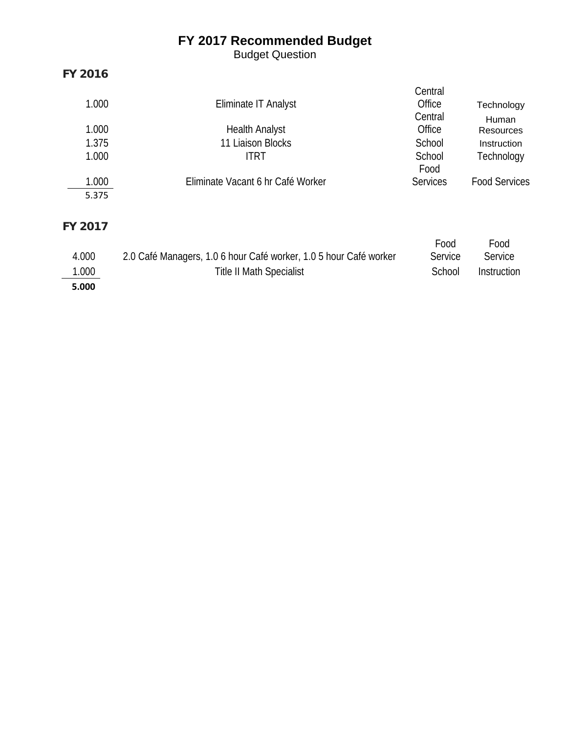# FY 2017 Recommended Budget

Budget Question

## FY 2016

| | | | |
|---|---|---|---|
| 1.000 | Eliminate IT Analyst | Central Office | Technology |
| 1.000 | Health Analyst | Central Office | Human Resources |
| 1.375 | 11 Liaison Blocks | School | Instruction |
| 1.000 | ITRT | School | Technology |
| 1.000 | Eliminate Vacant 6 hr Café Worker | Food Services | Food Services |
| 5.375 | | | |

## FY 2017

| | | | |
|---|---|---|---|
| 4.000 | 2.0 Café Managers, 1.0 6 hour Café worker, 1.0 5 hour Café worker | Food Service | Food Service |
| 1.000 | Title II Math Specialist | School | Instruction |
| **5.000** | | | |